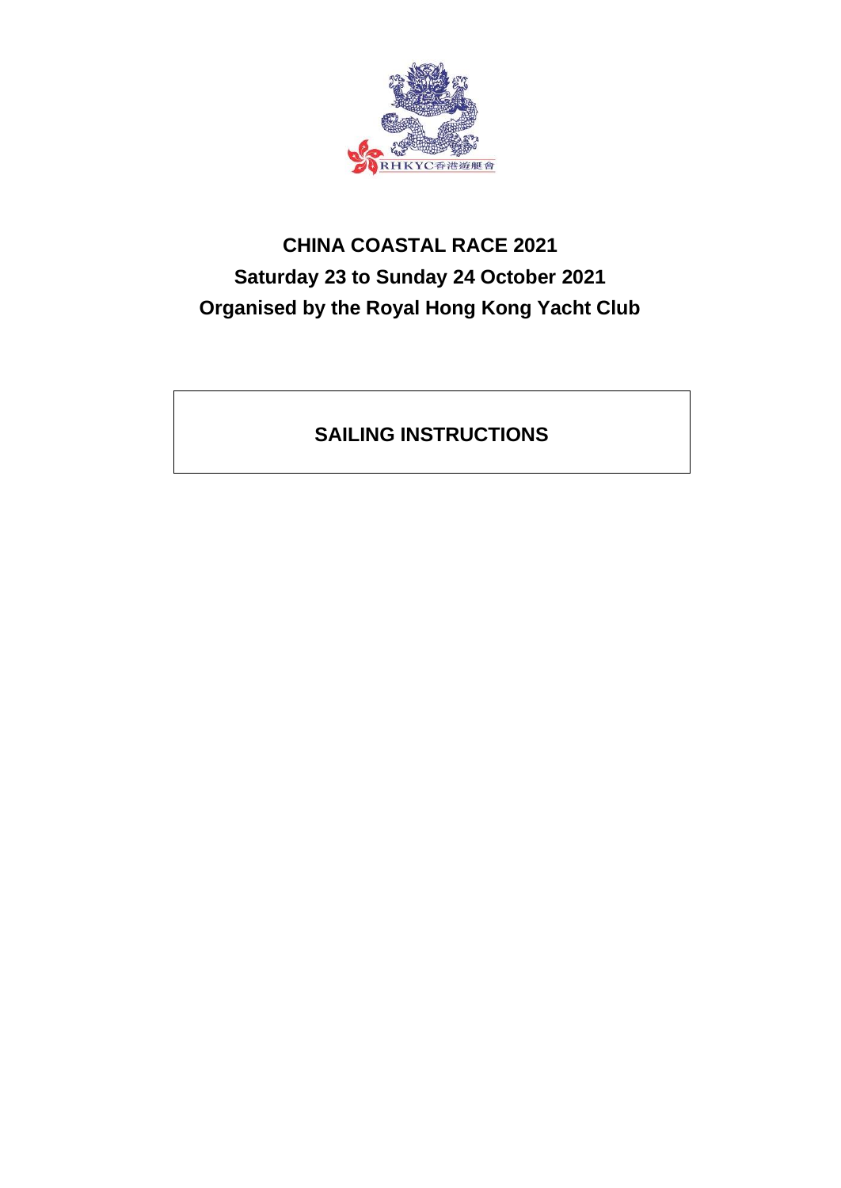# CHINA COASTAL RACE 2021

## Saturday 23 to Sunday 24 October 2021

## Organised by the Royal Hong Kong Yacht Club

**SAILING INSTRUCTIONS**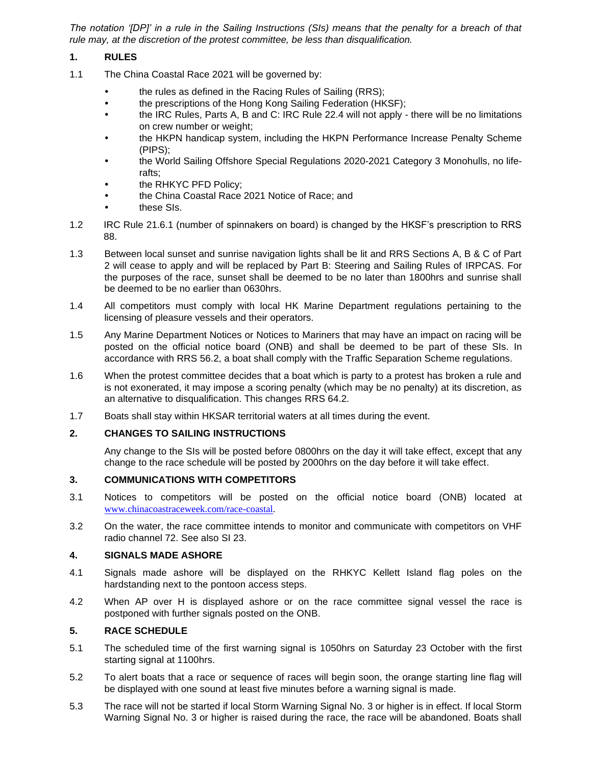*The notation '[DP]' in a rule in the Sailing Instructions (SIs) means that the penalty for a breach of that rule may, at the discretion of the protest committee, be less than disqualification.*

## 1. RULES

1.1 The China Coastal Race 2021 will be governed by:

- the rules as defined in the Racing Rules of Sailing (RRS);
- the prescriptions of the Hong Kong Sailing Federation (HKSF);
- the IRC Rules, Parts A, B and C: IRC Rule 22.4 will not apply - there will be no limitations on crew number or weight;
- the HKPN handicap system, including the HKPN Performance Increase Penalty Scheme (PIPS);
- the World Sailing Offshore Special Regulations 2020-2021 Category 3 Monohulls, no life-rafts;
- the RHKYC PFD Policy;
- the China Coastal Race 2021 Notice of Race; and
- these SIs.

1.2 IRC Rule 21.6.1 (number of spinnakers on board) is changed by the HKSF's prescription to RRS 88.

1.3 Between local sunset and sunrise navigation lights shall be lit and RRS Sections A, B & C of Part 2 will cease to apply and will be replaced by Part B: Steering and Sailing Rules of IRPCAS. For the purposes of the race, sunset shall be deemed to be no later than 1800hrs and sunrise shall be deemed to be no earlier than 0630hrs.

1.4 All competitors must comply with local HK Marine Department regulations pertaining to the licensing of pleasure vessels and their operators.

1.5 Any Marine Department Notices or Notices to Mariners that may have an impact on racing will be posted on the official notice board (ONB) and shall be deemed to be part of these SIs. In accordance with RRS 56.2, a boat shall comply with the Traffic Separation Scheme regulations.

1.6 When the protest committee decides that a boat which is party to a protest has broken a rule and is not exonerated, it may impose a scoring penalty (which may be no penalty) at its discretion, as an alternative to disqualification. This changes RRS 64.2.

1.7 Boats shall stay within HKSAR territorial waters at all times during the event.

## 2. CHANGES TO SAILING INSTRUCTIONS

Any change to the SIs will be posted before 0800hrs on the day it will take effect, except that any change to the race schedule will be posted by 2000hrs on the day before it will take effect.

## 3. COMMUNICATIONS WITH COMPETITORS

3.1 Notices to competitors will be posted on the official notice board (ONB) located at www.chinacoastraceweek.com/race-coastal.

3.2 On the water, the race committee intends to monitor and communicate with competitors on VHF radio channel 72. See also SI 23.

## 4. SIGNALS MADE ASHORE

4.1 Signals made ashore will be displayed on the RHKYC Kellett Island flag poles on the hardstanding next to the pontoon access steps.

4.2 When AP over H is displayed ashore or on the race committee signal vessel the race is postponed with further signals posted on the ONB.

## 5. RACE SCHEDULE

5.1 The scheduled time of the first warning signal is 1050hrs on Saturday 23 October with the first starting signal at 1100hrs.

5.2 To alert boats that a race or sequence of races will begin soon, the orange starting line flag will be displayed with one sound at least five minutes before a warning signal is made.

5.3 The race will not be started if local Storm Warning Signal No. 3 or higher is in effect. If local Storm Warning Signal No. 3 or higher is raised during the race, the race will be abandoned. Boats shall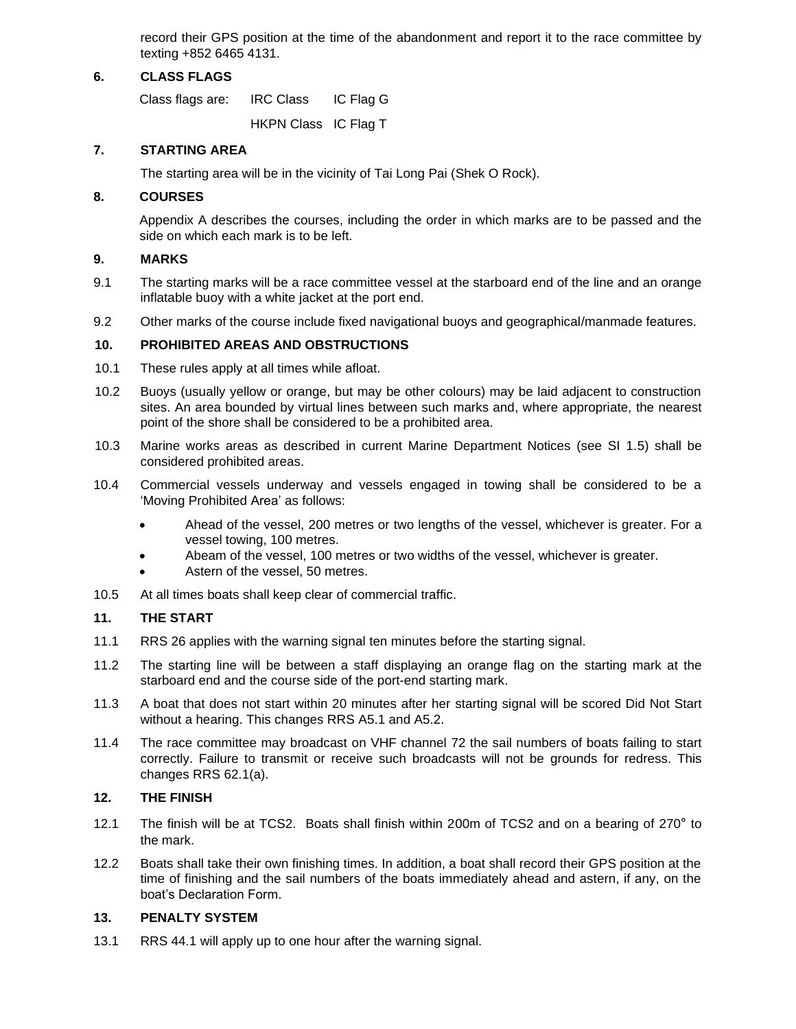record their GPS position at the time of the abandonment and report it to the race committee by texting +852 6465 4131.

## 6. CLASS FLAGS

Class flags are: IRC Class IC Flag G

HKPN Class IC Flag T

## 7. STARTING AREA

The starting area will be in the vicinity of Tai Long Pai (Shek O Rock).

## 8. COURSES

Appendix A describes the courses, including the order in which marks are to be passed and the side on which each mark is to be left.

## 9. MARKS

9.1 The starting marks will be a race committee vessel at the starboard end of the line and an orange inflatable buoy with a white jacket at the port end.

9.2 Other marks of the course include fixed navigational buoys and geographical/manmade features.

## 10. PROHIBITED AREAS AND OBSTRUCTIONS

10.1 These rules apply at all times while afloat.

10.2 Buoys (usually yellow or orange, but may be other colours) may be laid adjacent to construction sites. An area bounded by virtual lines between such marks and, where appropriate, the nearest point of the shore shall be considered to be a prohibited area.

10.3 Marine works areas as described in current Marine Department Notices (see SI 1.5) shall be considered prohibited areas.

10.4 Commercial vessels underway and vessels engaged in towing shall be considered to be a 'Moving Prohibited Area' as follows:

- Ahead of the vessel, 200 metres or two lengths of the vessel, whichever is greater. For a vessel towing, 100 metres.
- Abeam of the vessel, 100 metres or two widths of the vessel, whichever is greater.
- Astern of the vessel, 50 metres.

10.5 At all times boats shall keep clear of commercial traffic.

## 11. THE START

11.1 RRS 26 applies with the warning signal ten minutes before the starting signal.

11.2 The starting line will be between a staff displaying an orange flag on the starting mark at the starboard end and the course side of the port-end starting mark.

11.3 A boat that does not start within 20 minutes after her starting signal will be scored Did Not Start without a hearing. This changes RRS A5.1 and A5.2.

11.4 The race committee may broadcast on VHF channel 72 the sail numbers of boats failing to start correctly. Failure to transmit or receive such broadcasts will not be grounds for redress. This changes RRS 62.1(a).

## 12. THE FINISH

12.1 The finish will be at TCS2. Boats shall finish within 200m of TCS2 and on a bearing of 270° to the mark.

12.2 Boats shall take their own finishing times. In addition, a boat shall record their GPS position at the time of finishing and the sail numbers of the boats immediately ahead and astern, if any, on the boat's Declaration Form.

## 13. PENALTY SYSTEM

13.1 RRS 44.1 will apply up to one hour after the warning signal.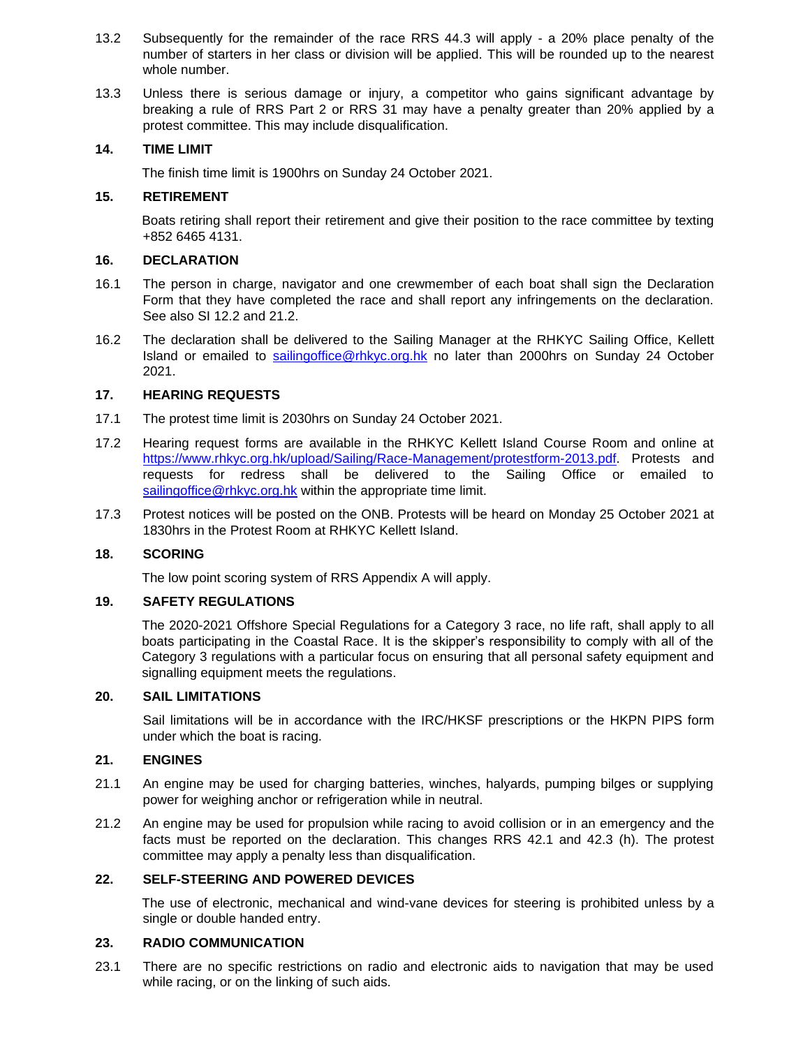13.2 Subsequently for the remainder of the race RRS 44.3 will apply - a 20% place penalty of the number of starters in her class or division will be applied. This will be rounded up to the nearest whole number.

13.3 Unless there is serious damage or injury, a competitor who gains significant advantage by breaking a rule of RRS Part 2 or RRS 31 may have a penalty greater than 20% applied by a protest committee. This may include disqualification.

## 14. TIME LIMIT

The finish time limit is 1900hrs on Sunday 24 October 2021.

## 15. RETIREMENT

Boats retiring shall report their retirement and give their position to the race committee by texting +852 6465 4131.

## 16. DECLARATION

16.1 The person in charge, navigator and one crewmember of each boat shall sign the Declaration Form that they have completed the race and shall report any infringements on the declaration. See also SI 12.2 and 21.2.

16.2 The declaration shall be delivered to the Sailing Manager at the RHKYC Sailing Office, Kellett Island or emailed to [sailingoffice@rhkyc.org.hk](mailto:sailingoffice@rhkyc.org.hk) no later than 2000hrs on Sunday 24 October 2021.

## 17. HEARING REQUESTS

17.1 The protest time limit is 2030hrs on Sunday 24 October 2021.

17.2 Hearing request forms are available in the RHKYC Kellett Island Course Room and online at [https://www.rhkyc.org.hk/upload/Sailing/Race-Management/protestform-2013.pdf](https://www.rhkyc.org.hk/upload/Sailing/Race-Management/protestform-2013.pdf). Protests and requests for redress shall be delivered to the Sailing Office or emailed to [sailingoffice@rhkyc.org.hk](mailto:sailingoffice@rhkyc.org.hk) within the appropriate time limit.

17.3 Protest notices will be posted on the ONB. Protests will be heard on Monday 25 October 2021 at 1830hrs in the Protest Room at RHKYC Kellett Island.

## 18. SCORING

The low point scoring system of RRS Appendix A will apply.

## 19. SAFETY REGULATIONS

The 2020-2021 Offshore Special Regulations for a Category 3 race, no life raft, shall apply to all boats participating in the Coastal Race. It is the skipper's responsibility to comply with all of the Category 3 regulations with a particular focus on ensuring that all personal safety equipment and signalling equipment meets the regulations.

## 20. SAIL LIMITATIONS

Sail limitations will be in accordance with the IRC/HKSF prescriptions or the HKPN PIPS form under which the boat is racing.

## 21. ENGINES

21.1 An engine may be used for charging batteries, winches, halyards, pumping bilges or supplying power for weighing anchor or refrigeration while in neutral.

21.2 An engine may be used for propulsion while racing to avoid collision or in an emergency and the facts must be reported on the declaration. This changes RRS 42.1 and 42.3 (h). The protest committee may apply a penalty less than disqualification.

## 22. SELF-STEERING AND POWERED DEVICES

The use of electronic, mechanical and wind-vane devices for steering is prohibited unless by a single or double handed entry.

## 23. RADIO COMMUNICATION

23.1 There are no specific restrictions on radio and electronic aids to navigation that may be used while racing, or on the linking of such aids.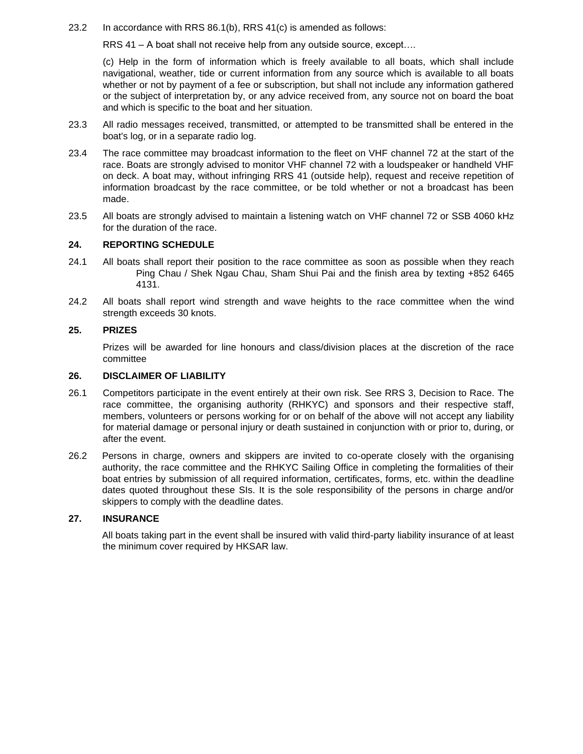23.2 In accordance with RRS 86.1(b), RRS 41(c) is amended as follows:

RRS 41 – A boat shall not receive help from any outside source, except….

(c) Help in the form of information which is freely available to all boats, which shall include navigational, weather, tide or current information from any source which is available to all boats whether or not by payment of a fee or subscription, but shall not include any information gathered or the subject of interpretation by, or any advice received from, any source not on board the boat and which is specific to the boat and her situation.

23.3 All radio messages received, transmitted, or attempted to be transmitted shall be entered in the boat's log, or in a separate radio log.

23.4 The race committee may broadcast information to the fleet on VHF channel 72 at the start of the race. Boats are strongly advised to monitor VHF channel 72 with a loudspeaker or handheld VHF on deck. A boat may, without infringing RRS 41 (outside help), request and receive repetition of information broadcast by the race committee, or be told whether or not a broadcast has been made.

23.5 All boats are strongly advised to maintain a listening watch on VHF channel 72 or SSB 4060 kHz for the duration of the race.

## 24. REPORTING SCHEDULE

24.1 All boats shall report their position to the race committee as soon as possible when they reach Ping Chau / Shek Ngau Chau, Sham Shui Pai and the finish area by texting +852 6465 4131.

24.2 All boats shall report wind strength and wave heights to the race committee when the wind strength exceeds 30 knots.

## 25. PRIZES

Prizes will be awarded for line honours and class/division places at the discretion of the race committee

## 26. DISCLAIMER OF LIABILITY

26.1 Competitors participate in the event entirely at their own risk. See RRS 3, Decision to Race. The race committee, the organising authority (RHKYC) and sponsors and their respective staff, members, volunteers or persons working for or on behalf of the above will not accept any liability for material damage or personal injury or death sustained in conjunction with or prior to, during, or after the event.

26.2 Persons in charge, owners and skippers are invited to co-operate closely with the organising authority, the race committee and the RHKYC Sailing Office in completing the formalities of their boat entries by submission of all required information, certificates, forms, etc. within the deadline dates quoted throughout these SIs. It is the sole responsibility of the persons in charge and/or skippers to comply with the deadline dates.

## 27. INSURANCE

All boats taking part in the event shall be insured with valid third-party liability insurance of at least the minimum cover required by HKSAR law.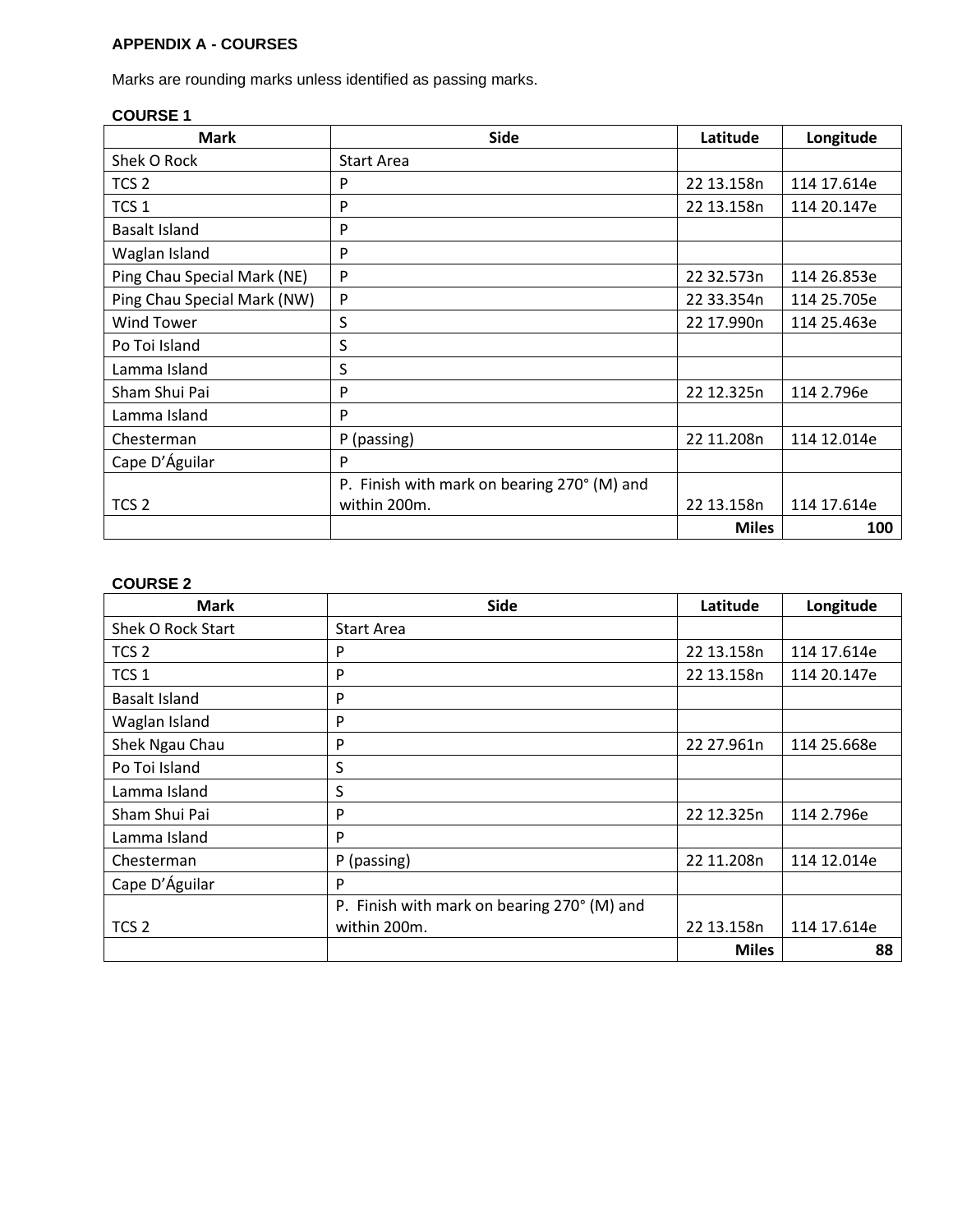## APPENDIX A - COURSES

Marks are rounding marks unless identified as passing marks.

### COURSE 1

| Mark | Side | Latitude | Longitude |
|---|---|---|---|
| Shek O Rock | Start Area | | |
| TCS 2 | P | 22 13.158n | 114 17.614e |
| TCS 1 | P | 22 13.158n | 114 20.147e |
| Basalt Island | P | | |
| Waglan Island | P | | |
| Ping Chau Special Mark (NE) | P | 22 32.573n | 114 26.853e |
| Ping Chau Special Mark (NW) | P | 22 33.354n | 114 25.705e |
| Wind Tower | S | 22 17.990n | 114 25.463e |
| Po Toi Island | S | | |
| Lamma Island | S | | |
| Sham Shui Pai | P | 22 12.325n | 114 2.796e |
| Lamma Island | P | | |
| Chesterman | P (passing) | 22 11.208n | 114 12.014e |
| Cape D'Águilar | P | | |
| TCS 2 | P. Finish with mark on bearing 270° (M) and within 200m. | 22 13.158n | 114 17.614e |
| | | **Miles** | **100** |

### COURSE 2

| Mark | Side | Latitude | Longitude |
|---|---|---|---|
| Shek O Rock Start | Start Area | | |
| TCS 2 | P | 22 13.158n | 114 17.614e |
| TCS 1 | P | 22 13.158n | 114 20.147e |
| Basalt Island | P | | |
| Waglan Island | P | | |
| Shek Ngau Chau | P | 22 27.961n | 114 25.668e |
| Po Toi Island | S | | |
| Lamma Island | S | | |
| Sham Shui Pai | P | 22 12.325n | 114 2.796e |
| Lamma Island | P | | |
| Chesterman | P (passing) | 22 11.208n | 114 12.014e |
| Cape D'Águilar | P | | |
| TCS 2 | P. Finish with mark on bearing 270° (M) and within 200m. | 22 13.158n | 114 17.614e |
| | | **Miles** | **88** |